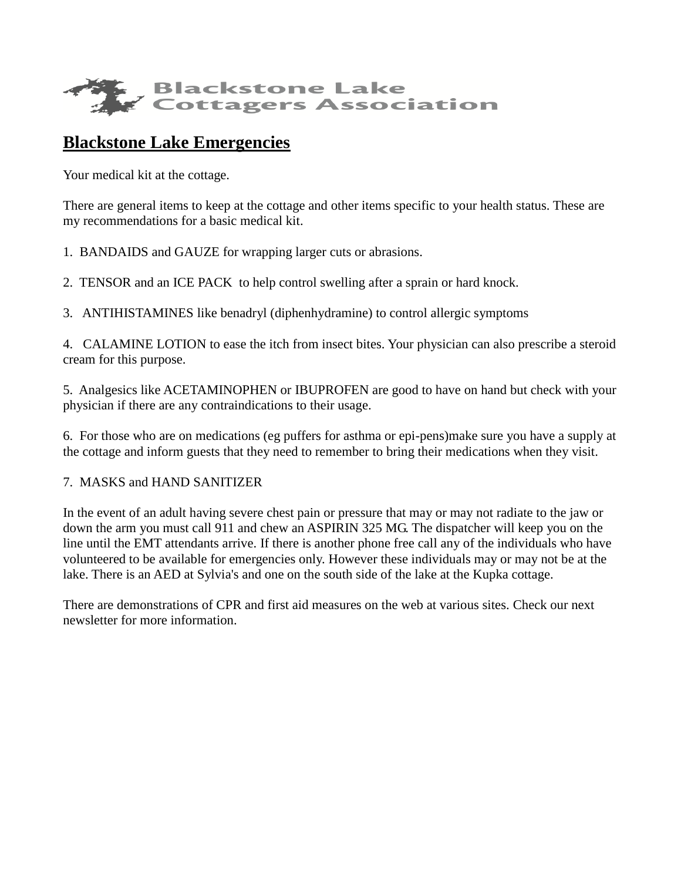Blackstone Lake Cottagers Association

# Blackstone Lake Emergencies

Your medical kit at the cottage.

There are general items to keep at the cottage and other items specific to your health status. These are my recommendations for a basic medical kit.

1. BANDAIDS and GAUZE for wrapping larger cuts or abrasions.

2. TENSOR and an ICE PACK to help control swelling after a sprain or hard knock.

3. ANTIHISTAMINES like benadryl (diphenhydramine) to control allergic symptoms

4. CALAMINE LOTION to ease the itch from insect bites. Your physician can also prescribe a steroid cream for this purpose.

5. Analgesics like ACETAMINOPHEN or IBUPROFEN are good to have on hand but check with your physician if there are any contraindications to their usage.

6. For those who are on medications (eg puffers for asthma or epi-pens)make sure you have a supply at the cottage and inform guests that they need to remember to bring their medications when they visit.

7. MASKS and HAND SANITIZER

In the event of an adult having severe chest pain or pressure that may or may not radiate to the jaw or down the arm you must call 911 and chew an ASPIRIN 325 MG. The dispatcher will keep you on the line until the EMT attendants arrive. If there is another phone free call any of the individuals who have volunteered to be available for emergencies only. However these individuals may or may not be at the lake. There is an AED at Sylvia's and one on the south side of the lake at the Kupka cottage.

There are demonstrations of CPR and first aid measures on the web at various sites. Check our next newsletter for more information.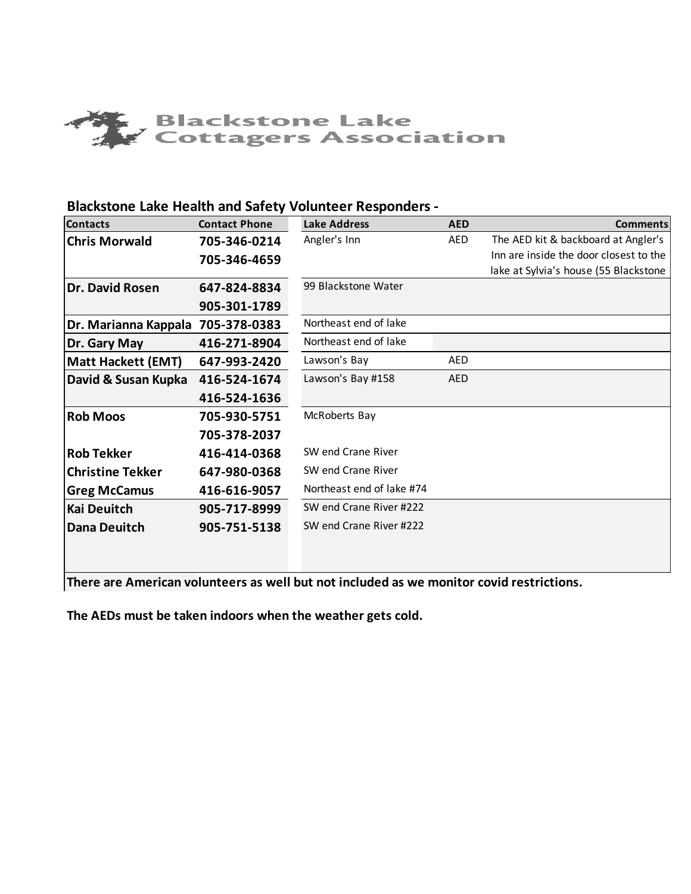Blackstone Lake Cottagers Association

## Blackstone Lake Health and Safety Volunteer Responders -

| Contacts | Contact Phone | Lake Address | AED | Comments |
|---|---|---|---|---|
| **Chris Morwald** | **705-346-0214**<br>**705-346-4659** | Angler's Inn | AED | The AED kit & backboard at Angler's Inn are inside the door closest to the lake at Sylvia's house (55 Blackstone |
| **Dr. David Rosen** | **647-824-8834**<br>**905-301-1789** | 99 Blackstone Water | | |
| **Dr. Marianna Kappala** | **705-378-0383** | Northeast end of lake | | |
| **Dr. Gary May** | **416-271-8904** | Northeast end of lake | | |
| **Matt Hackett (EMT)** | **647-993-2420** | Lawson's Bay | AED | |
| **David & Susan Kupka** | **416-524-1674**<br>**416-524-1636** | Lawson's Bay #158 | AED | |
| **Rob Moos** | **705-930-5751**<br>**705-378-2037** | McRoberts Bay | | |
| **Rob Tekker** | **416-414-0368** | SW end Crane River | | |
| **Christine Tekker** | **647-980-0368** | SW end Crane River | | |
| **Greg McCamus** | **416-616-9057** | Northeast end of lake #74 | | |
| **Kai Deuitch** | **905-717-8999** | SW end Crane River #222 | | |
| **Dana Deuitch** | **905-751-5138** | SW end Crane River #222 | | |

**There are American volunteers as well but not included as we monitor covid restrictions.**

**The AEDs must be taken indoors when the weather gets cold.**